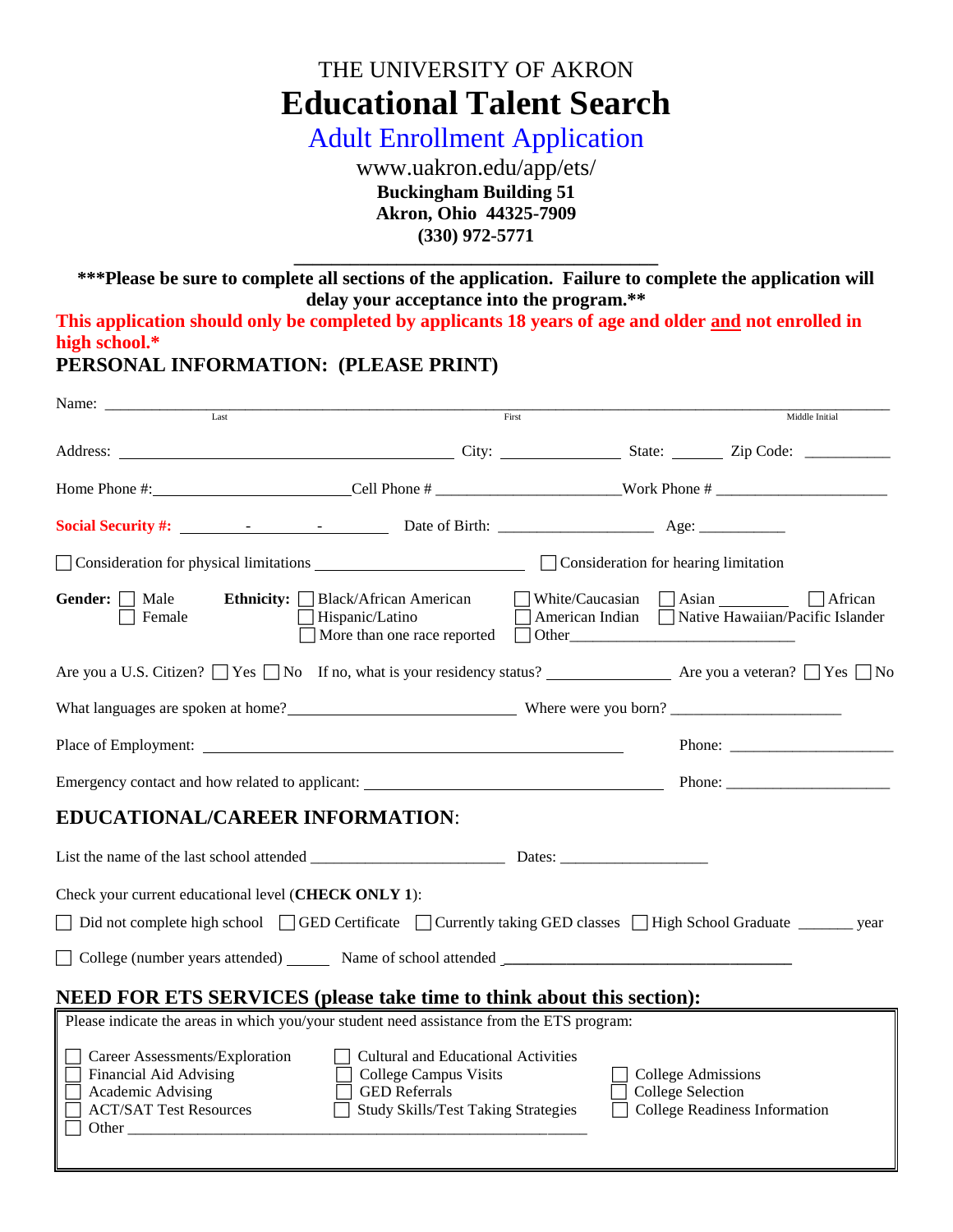THE UNIVERSITY OF AKRON

# Educational Talent Search

## Adult Enrollment Application

www.uakron.edu/app/ets/

**Buckingham Building 51**
**Akron, Ohio 44325-7909**
**(330) 972-5771**

**\*\*\*Please be sure to complete all sections of the application. Failure to complete the application will delay your acceptance into the program.\*\***

**This application should only be completed by applicants 18 years of age and older <u>and</u> not enrolled in high school.\***

## PERSONAL INFORMATION: (PLEASE PRINT)

Name: ______________________________________________________________
Last First Middle Initial

Address: ______________________________ City: ______________ State: ______ Zip Code: __________

Home Phone #:______________________ Cell Phone # ______________________ Work Phone # ____________________

**Social Security #:** ________-________-________ Date of Birth: __________________ Age: __________

☐ Consideration for physical limitations ______________________ ☐ Consideration for hearing limitation

**Gender:** ☐ Male ☐ Female

**Ethnicity:** ☐ Black/African American ☐ Hispanic/Latino ☐ More than one race reported ☐ White/Caucasian ☐ American Indian ☐ Other_______________________ ☐ Asian ________ ☐ African ☐ Native Hawaiian/Pacific Islander

Are you a U.S. Citizen? ☐ Yes ☐ No If no, what is your residency status? ______________ Are you a veteran? ☐ Yes ☐ No

What languages are spoken at home?__________________________ Where were you born? ____________________

Place of Employment: ______________________________________________ Phone: ____________________

Emergency contact and how related to applicant: _______________________________ Phone: ____________________

## EDUCATIONAL/CAREER INFORMATION:

List the name of the last school attended ______________________ Dates: __________________

Check your current educational level (**CHECK ONLY 1**):

☐ Did not complete high school ☐ GED Certificate ☐ Currently taking GED classes ☐ High School Graduate ______ year

☐ College (number years attended) _____ Name of school attended ________________________________

## NEED FOR ETS SERVICES (please take time to think about this section):

Please indicate the areas in which you/your student need assistance from the ETS program:

☐ Career Assessments/Exploration
☐ Financial Aid Advising
☐ Academic Advising
☐ ACT/SAT Test Resources
☐ Other ______________________________________________________
☐ Cultural and Educational Activities
☐ College Campus Visits
☐ GED Referrals
☐ Study Skills/Test Taking Strategies
☐ College Admissions
☐ College Selection
☐ College Readiness Information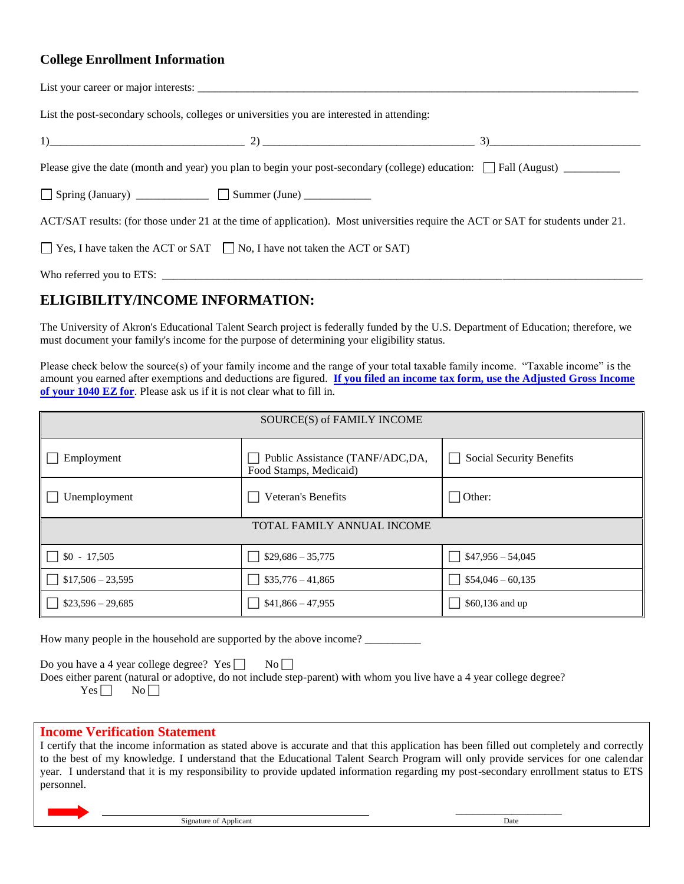### College Enrollment Information

List your career or major interests: ______________________________________________________________________

List the post-secondary schools, colleges or universities you are interested in attending:

1)_________________________________ 2) ___________________________________ 3)__________________________

Please give the date (month and year) you plan to begin your post-secondary (college) education: ☐ Fall (August) _________

☐ Spring (January) ____________ ☐ Summer (June) ___________

ACT/SAT results: (for those under 21 at the time of application). Most universities require the ACT or SAT for students under 21.

☐ Yes, I have taken the ACT or SAT ☐ No, I have not taken the ACT or SAT)

Who referred you to ETS: ________________________________________________________________________________

## ELIGIBILITY/INCOME INFORMATION:

The University of Akron's Educational Talent Search project is federally funded by the U.S. Department of Education; therefore, we must document your family's income for the purpose of determining your eligibility status.

Please check below the source(s) of your family income and the range of your total taxable family income. "Taxable income" is the amount you earned after exemptions and deductions are figured. **If you filed an income tax form, use the Adjusted Gross Income of your 1040 EZ for**. Please ask us if it is not clear what to fill in.

| SOURCE(S) of FAMILY INCOME | | |
|---|---|---|
| ☐ Employment | ☐ Public Assistance (TANF/ADC,DA, Food Stamps, Medicaid) | ☐ Social Security Benefits |
| ☐ Unemployment | ☐ Veteran's Benefits | ☐ Other: |
| **TOTAL FAMILY ANNUAL INCOME** | | |
| ☐ $0 - 17,505 | ☐ $29,686 – 35,775 | ☐ $47,956 – 54,045 |
| ☐ $17,506 – 23,595 | ☐ $35,776 – 41,865 | ☐ $54,046 – 60,135 |
| ☐ $23,596 – 29,685 | ☐ $41,866 – 47,955 | ☐ $60,136 and up |

How many people in the household are supported by the above income? _________

Do you have a 4 year college degree? Yes ☐ No ☐

Does either parent (natural or adoptive, do not include step-parent) with whom you live have a 4 year college degree?
Yes ☐ No ☐

### Income Verification Statement

I certify that the income information as stated above is accurate and that this application has been filled out completely and correctly to the best of my knowledge. I understand that the Educational Talent Search Program will only provide services for one calendar year. I understand that it is my responsibility to provide updated information regarding my post-secondary enrollment status to ETS personnel.

______________________________________ Signature of Applicant

__________________ Date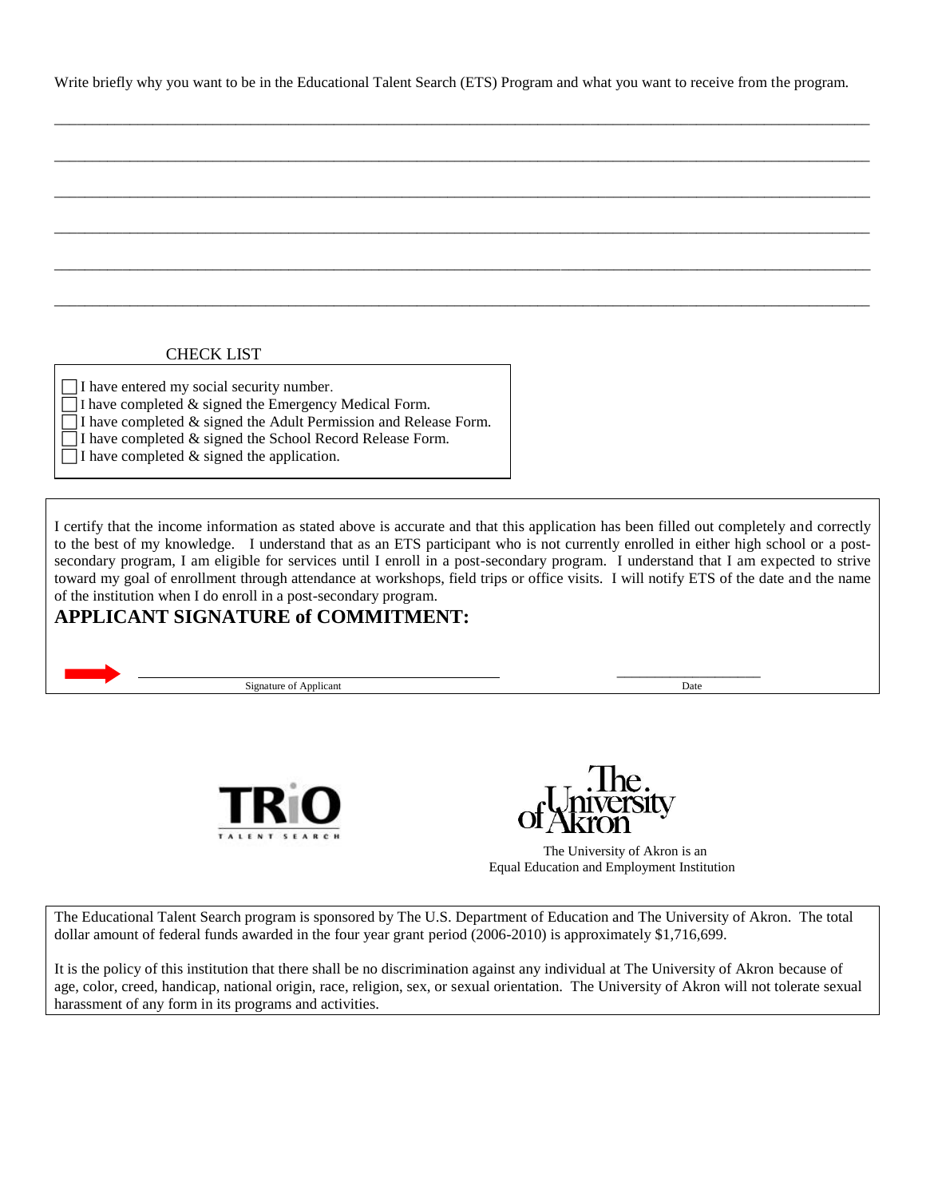Write briefly why you want to be in the Educational Talent Search (ETS) Program and what you want to receive from the program.

_______________________________________________________________________________________________

_______________________________________________________________________________________________

_______________________________________________________________________________________________

_______________________________________________________________________________________________

_______________________________________________________________________________________________

_______________________________________________________________________________________________

CHECK LIST

- ☐ I have entered my social security number.
- ☐ I have completed & signed the Emergency Medical Form.
- ☐ I have completed & signed the Adult Permission and Release Form.
- ☐ I have completed & signed the School Record Release Form.
- ☐ I have completed & signed the application.

I certify that the income information as stated above is accurate and that this application has been filled out completely and correctly to the best of my knowledge. I understand that as an ETS participant who is not currently enrolled in either high school or a post-secondary program, I am eligible for services until I enroll in a post-secondary program. I understand that I am expected to strive toward my goal of enrollment through attendance at workshops, field trips or office visits. I will notify ETS of the date and the name of the institution when I do enroll in a post-secondary program.

**APPLICANT SIGNATURE of COMMITMENT:**

______________________________ Signature of Applicant

______________________________ Date

TRiO TALENT SEARCH

The University of Akron

The University of Akron is an Equal Education and Employment Institution

The Educational Talent Search program is sponsored by The U.S. Department of Education and The University of Akron. The total dollar amount of federal funds awarded in the four year grant period (2006-2010) is approximately $1,716,699.

It is the policy of this institution that there shall be no discrimination against any individual at The University of Akron because of age, color, creed, handicap, national origin, race, religion, sex, or sexual orientation. The University of Akron will not tolerate sexual harassment of any form in its programs and activities.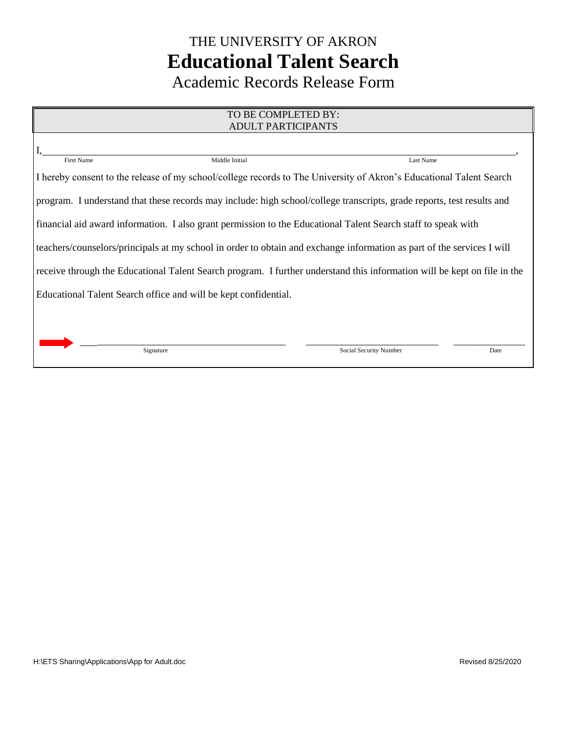# THE UNIVERSITY OF AKRON

# Educational Talent Search

## Academic Records Release Form

TO BE COMPLETED BY:
ADULT PARTICIPANTS

I, ________________________________________________________________________________,

First Name Middle Initial Last Name

I hereby consent to the release of my school/college records to The University of Akron's Educational Talent Search program. I understand that these records may include: high school/college transcripts, grade reports, test results and financial aid award information. I also grant permission to the Educational Talent Search staff to speak with teachers/counselors/principals at my school in order to obtain and exchange information as part of the services I will receive through the Educational Talent Search program. I further understand this information will be kept on file in the Educational Talent Search office and will be kept confidential.

______________________________ ______________________________ ________________

Signature Social Security Number Date

H:\ETS Sharing\Applications\App for Adult.doc Revised 8/25/2020